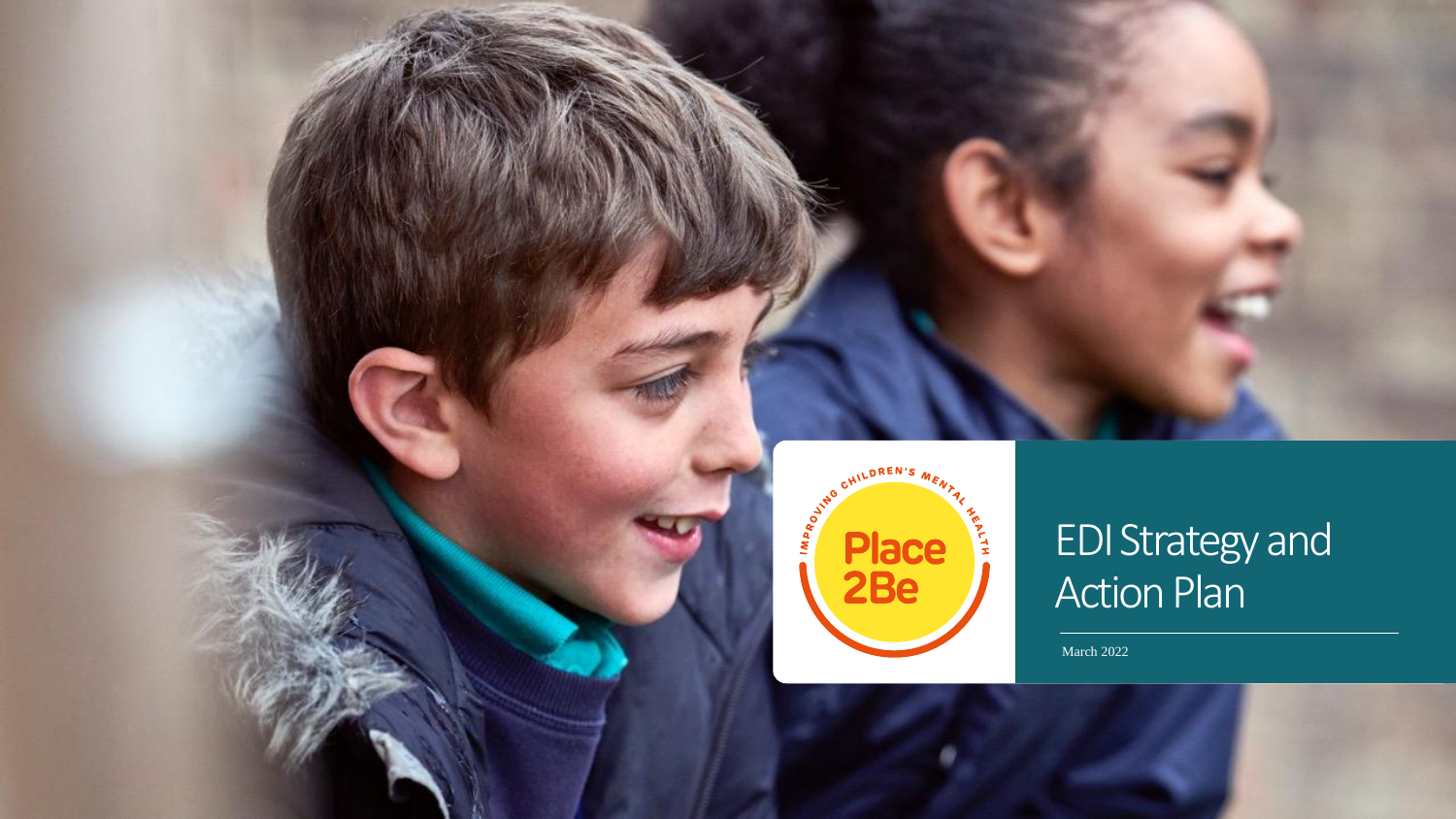# EDI Strategy and Action Plan

March 2022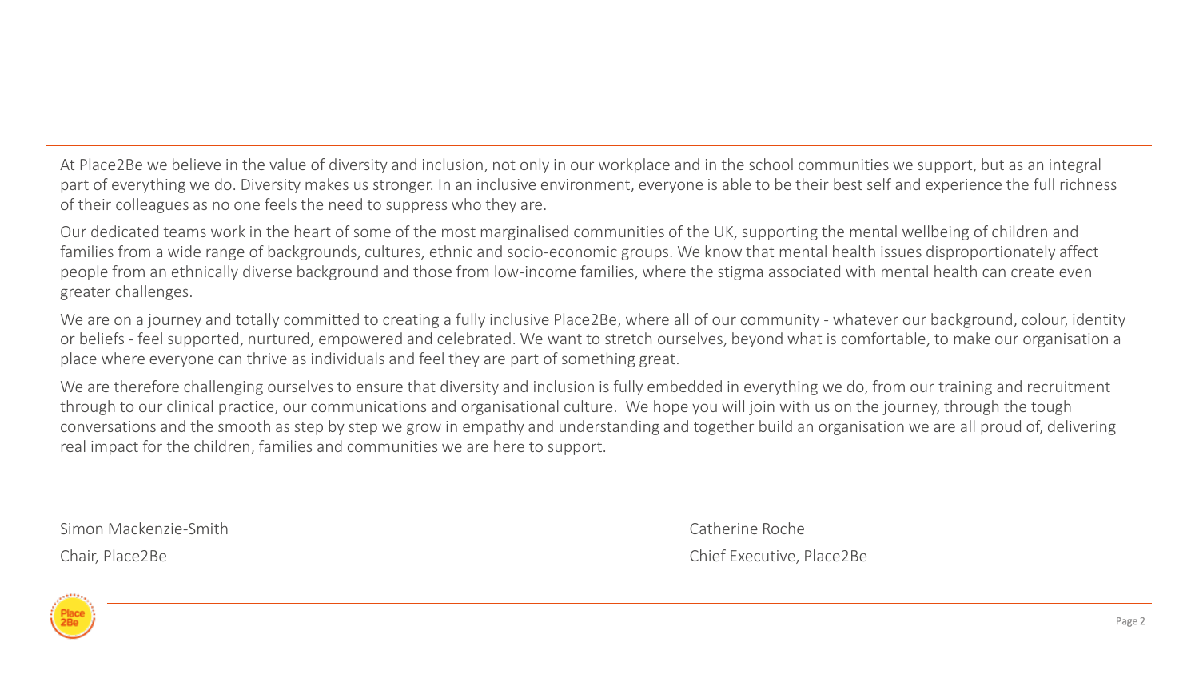At Place2Be we believe in the value of diversity and inclusion, not only in our workplace and in the school communities we support, but as an integral part of everything we do. Diversity makes us stronger. In an inclusive environment, everyone is able to be their best self and experience the full richness of their colleagues as no one feels the need to suppress who they are.

Our dedicated teams work in the heart of some of the most marginalised communities of the UK, supporting the mental wellbeing of children and families from a wide range of backgrounds, cultures, ethnic and socio-economic groups. We know that mental health issues disproportionately affect people from an ethnically diverse background and those from low-income families, where the stigma associated with mental health can create even greater challenges.

We are on a journey and totally committed to creating a fully inclusive Place2Be, where all of our community - whatever our background, colour, identity or beliefs - feel supported, nurtured, empowered and celebrated. We want to stretch ourselves, beyond what is comfortable, to make our organisation a place where everyone can thrive as individuals and feel they are part of something great.

We are therefore challenging ourselves to ensure that diversity and inclusion is fully embedded in everything we do, from our training and recruitment through to our clinical practice, our communications and organisational culture. We hope you will join with us on the journey, through the tough conversations and the smooth as step by step we grow in empathy and understanding and together build an organisation we are all proud of, delivering real impact for the children, families and communities we are here to support.

Simon Mackenzie-Smith

Chair, Place2Be

Catherine Roche

Chief Executive, Place2Be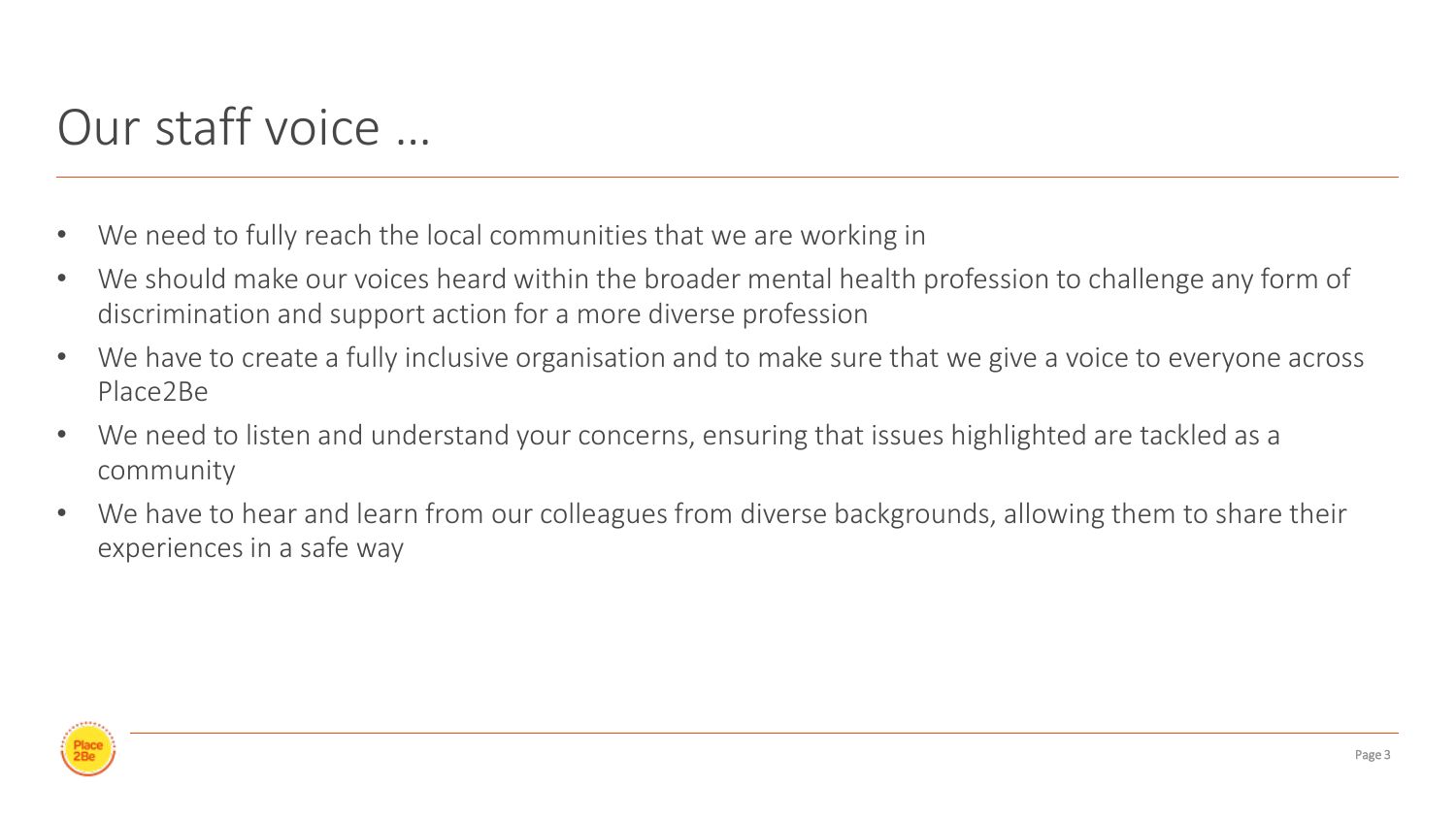# Our staff voice ...

- We need to fully reach the local communities that we are working in
- We should make our voices heard within the broader mental health profession to challenge any form of discrimination and support action for a more diverse profession
- We have to create a fully inclusive organisation and to make sure that we give a voice to everyone across Place2Be
- We need to listen and understand your concerns, ensuring that issues highlighted are tackled as a community
- We have to hear and learn from our colleagues from diverse backgrounds, allowing them to share their experiences in a safe way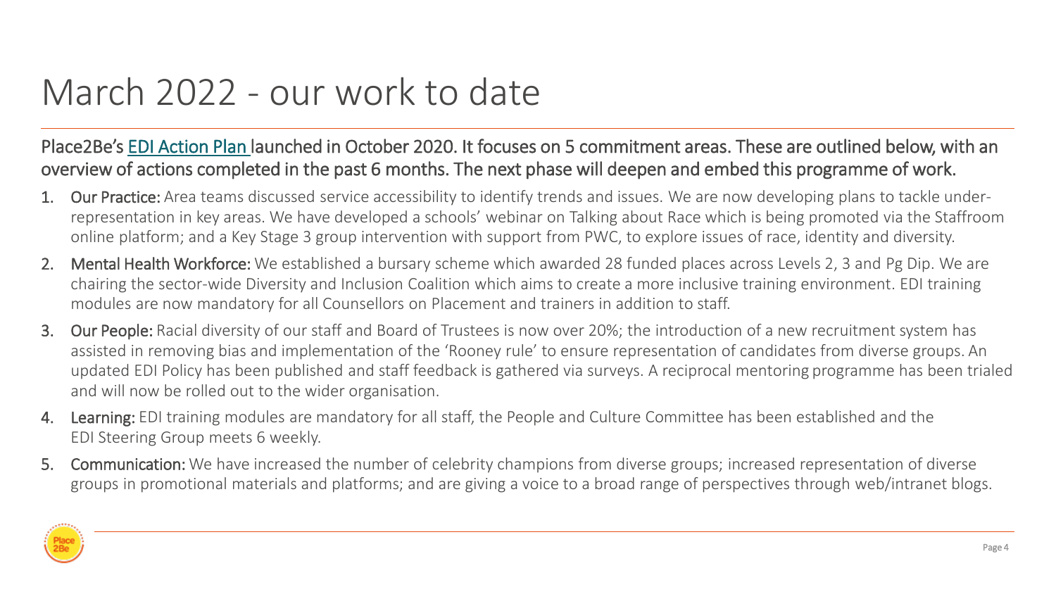# March 2022 - our work to date

Place2Be's EDI Action Plan launched in October 2020. It focuses on 5 commitment areas. These are outlined below, with an overview of actions completed in the past 6 months. The next phase will deepen and embed this programme of work.

1. **Our Practice:** Area teams discussed service accessibility to identify trends and issues. We are now developing plans to tackle under-representation in key areas. We have developed a schools' webinar on Talking about Race which is being promoted via the Staffroom online platform; and a Key Stage 3 group intervention with support from PWC, to explore issues of race, identity and diversity.
2. **Mental Health Workforce:** We established a bursary scheme which awarded 28 funded places across Levels 2, 3 and Pg Dip. We are chairing the sector-wide Diversity and Inclusion Coalition which aims to create a more inclusive training environment. EDI training modules are now mandatory for all Counsellors on Placement and trainers in addition to staff.
3. **Our People:** Racial diversity of our staff and Board of Trustees is now over 20%; the introduction of a new recruitment system has assisted in removing bias and implementation of the 'Rooney rule' to ensure representation of candidates from diverse groups. An updated EDI Policy has been published and staff feedback is gathered via surveys. A reciprocal mentoring programme has been trialed and will now be rolled out to the wider organisation.
4. **Learning:** EDI training modules are mandatory for all staff, the People and Culture Committee has been established and the EDI Steering Group meets 6 weekly.
5. **Communication:** We have increased the number of celebrity champions from diverse groups; increased representation of diverse groups in promotional materials and platforms; and are giving a voice to a broad range of perspectives through web/intranet blogs.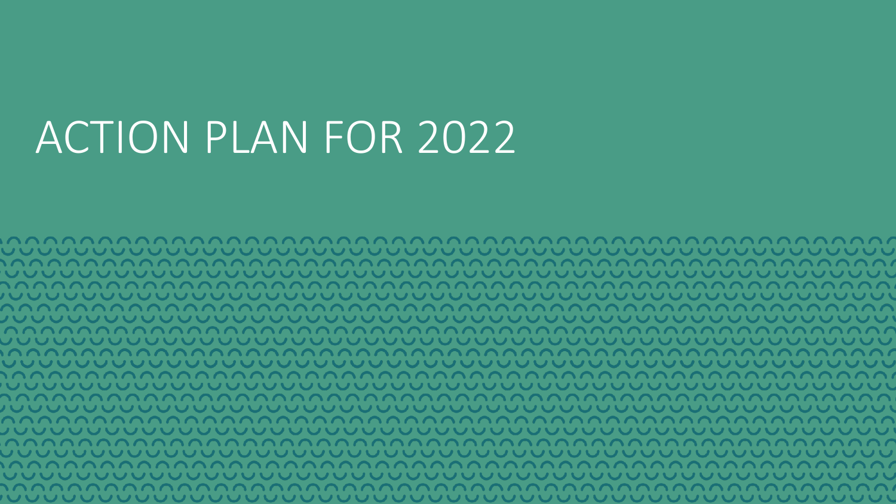# ACTION PLAN FOR 2022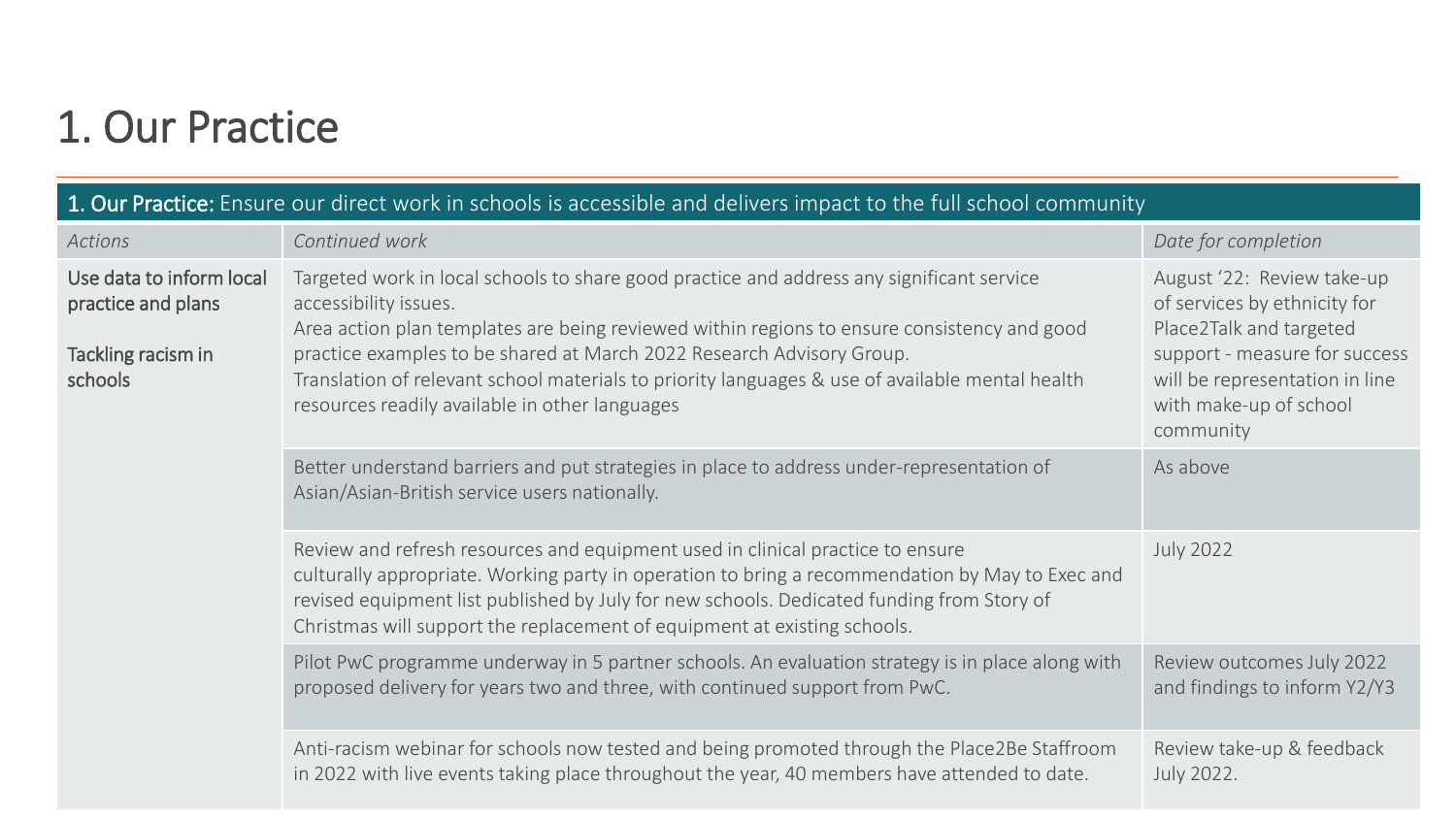# 1. Our Practice

| **1. Our Practice:** Ensure our direct work in schools is accessible and delivers impact to the full school community | | |
|---|---|---|
| *Actions* | *Continued work* | *Date for completion* |
| Use data to inform local practice and plans<br><br>Tackling racism in schools | Targeted work in local schools to share good practice and address any significant service accessibility issues.<br>Area action plan templates are being reviewed within regions to ensure consistency and good practice examples to be shared at March 2022 Research Advisory Group.<br>Translation of relevant school materials to priority languages & use of available mental health resources readily available in other languages | August '22: Review take-up of services by ethnicity for Place2Talk and targeted support - measure for success will be representation in line with make-up of school community |
| | Better understand barriers and put strategies in place to address under-representation of Asian/Asian-British service users nationally. | As above |
| | Review and refresh resources and equipment used in clinical practice to ensure culturally appropriate. Working party in operation to bring a recommendation by May to Exec and revised equipment list published by July for new schools. Dedicated funding from Story of Christmas will support the replacement of equipment at existing schools. | July 2022 |
| | Pilot PwC programme underway in 5 partner schools. An evaluation strategy is in place along with proposed delivery for years two and three, with continued support from PwC. | Review outcomes July 2022 and findings to inform Y2/Y3 |
| | Anti-racism webinar for schools now tested and being promoted through the Place2Be Staffroom in 2022 with live events taking place throughout the year, 40 members have attended to date. | Review take-up & feedback July 2022. |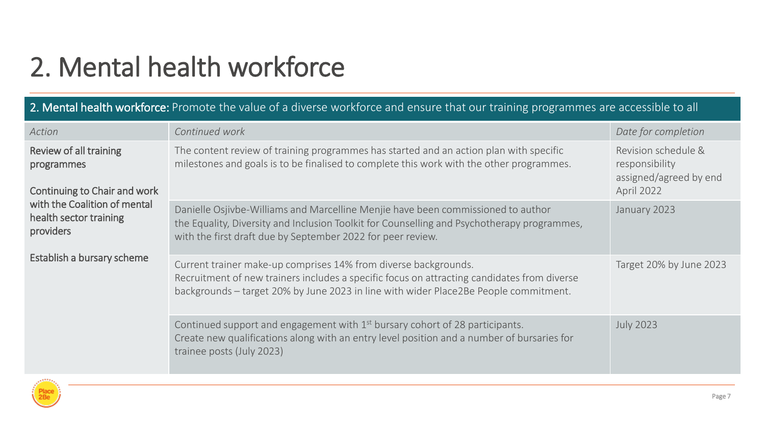# 2. Mental health workforce

**2. Mental health workforce:** Promote the value of a diverse workforce and ensure that our training programmes are accessible to all

| *Action* | *Continued work* | *Date for completion* |
|---|---|---|
| Review of all training programmes<br><br>Continuing to Chair and work with the Coalition of mental health sector training providers<br><br>Establish a bursary scheme | The content review of training programmes has started and an action plan with specific milestones and goals is to be finalised to complete this work with the other programmes. | Revision schedule & responsibility assigned/agreed by end April 2022 |
| | Danielle Osjivbe-Williams and Marcelline Menjie have been commissioned to author the Equality, Diversity and Inclusion Toolkit for Counselling and Psychotherapy programmes, with the first draft due by September 2022 for peer review. | January 2023 |
| | Current trainer make-up comprises 14% from diverse backgrounds.<br>Recruitment of new trainers includes a specific focus on attracting candidates from diverse backgrounds – target 20% by June 2023 in line with wider Place2Be People commitment. | Target 20% by June 2023 |
| | Continued support and engagement with 1st bursary cohort of 28 participants.<br>Create new qualifications along with an entry level position and a number of bursaries for trainee posts (July 2023) | July 2023 |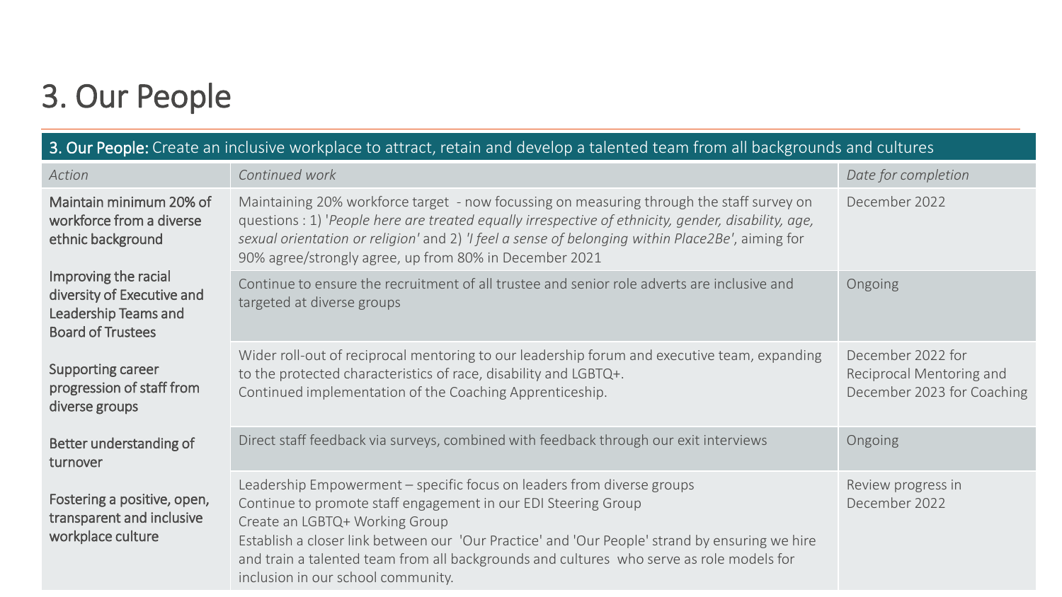# 3. Our People

| **3. Our People:** Create an inclusive workplace to attract, retain and develop a talented team from all backgrounds and cultures | | |
|---|---|---|
| *Action* | *Continued work* | *Date for completion* |
| Maintain minimum 20% of workforce from a diverse ethnic background | Maintaining 20% workforce target - now focussing on measuring through the staff survey on questions : 1) '*People here are treated equally irrespective of ethnicity, gender, disability, age, sexual orientation or religion*' and 2) *'I feel a sense of belonging within Place2Be'*, aiming for 90% agree/strongly agree, up from 80% in December 2021 | December 2022 |
| Improving the racial diversity of Executive and Leadership Teams and Board of Trustees | Continue to ensure the recruitment of all trustee and senior role adverts are inclusive and targeted at diverse groups | Ongoing |
| Supporting career progression of staff from diverse groups | Wider roll-out of reciprocal mentoring to our leadership forum and executive team, expanding to the protected characteristics of race, disability and LGBTQ+.<br>Continued implementation of the Coaching Apprenticeship. | December 2022 for Reciprocal Mentoring and December 2023 for Coaching |
| Better understanding of turnover | Direct staff feedback via surveys, combined with feedback through our exit interviews | Ongoing |
| Fostering a positive, open, transparent and inclusive workplace culture | Leadership Empowerment – specific focus on leaders from diverse groups<br>Continue to promote staff engagement in our EDI Steering Group<br>Create an LGBTQ+ Working Group<br>Establish a closer link between our 'Our Practice' and 'Our People' strand by ensuring we hire and train a talented team from all backgrounds and cultures who serve as role models for inclusion in our school community. | Review progress in December 2022 |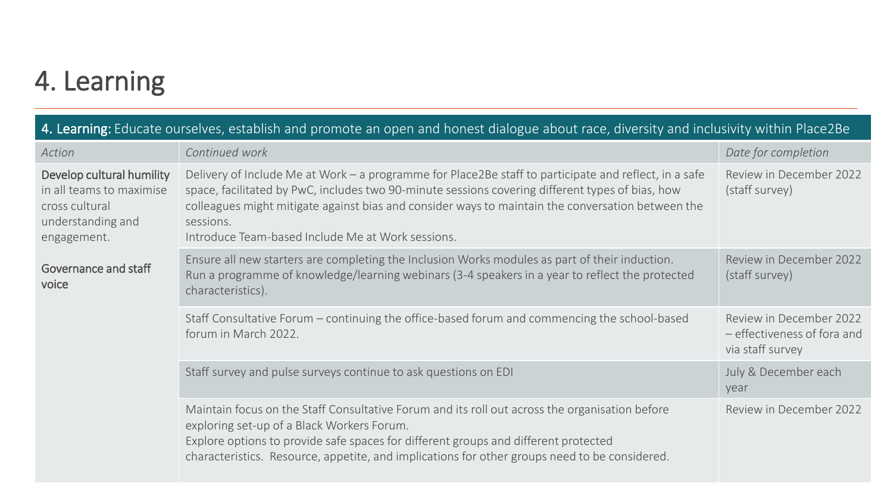# 4. Learning

| 4. Learning: Educate ourselves, establish and promote an open and honest dialogue about race, diversity and inclusivity within Place2Be | | |
|---|---|---|
| *Action* | *Continued work* | *Date for completion* |
| **Develop cultural humility** in all teams to maximise cross cultural understanding and engagement.<br><br>**Governance and staff voice** | Delivery of Include Me at Work – a programme for Place2Be staff to participate and reflect, in a safe space, facilitated by PwC, includes two 90-minute sessions covering different types of bias, how colleagues might mitigate against bias and consider ways to maintain the conversation between the sessions.<br>Introduce Team-based Include Me at Work sessions. | Review in December 2022 (staff survey) |
| | Ensure all new starters are completing the Inclusion Works modules as part of their induction.<br>Run a programme of knowledge/learning webinars (3-4 speakers in a year to reflect the protected characteristics). | Review in December 2022 (staff survey) |
| | Staff Consultative Forum – continuing the office-based forum and commencing the school-based forum in March 2022. | Review in December 2022 – effectiveness of fora and via staff survey |
| | Staff survey and pulse surveys continue to ask questions on EDI | July & December each year |
| | Maintain focus on the Staff Consultative Forum and its roll out across the organisation before exploring set-up of a Black Workers Forum.<br>Explore options to provide safe spaces for different groups and different protected characteristics. Resource, appetite, and implications for other groups need to be considered. | Review in December 2022 |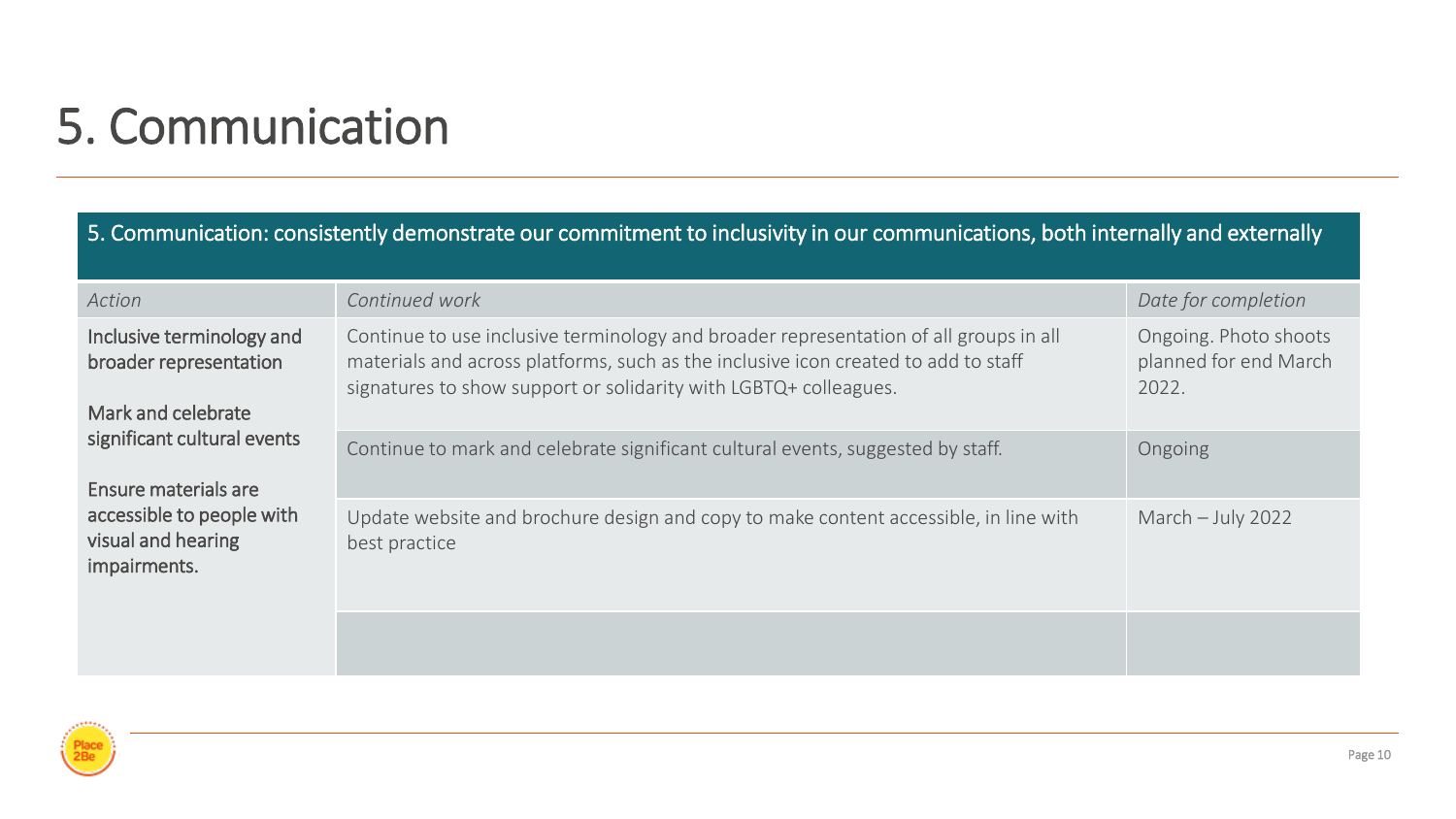# 5. Communication

| 5. Communication: consistently demonstrate our commitment to inclusivity in our communications, both internally and externally | | |
|---|---|---|
| *Action* | *Continued work* | *Date for completion* |
| Inclusive terminology and broader representation<br><br>Mark and celebrate significant cultural events<br><br>Ensure materials are accessible to people with visual and hearing impairments. | Continue to use inclusive terminology and broader representation of all groups in all materials and across platforms, such as the inclusive icon created to add to staff signatures to show support or solidarity with LGBTQ+ colleagues. | Ongoing. Photo shoots planned for end March 2022. |
| | Continue to mark and celebrate significant cultural events, suggested by staff. | Ongoing |
| | Update website and brochure design and copy to make content accessible, in line with best practice | March – July 2022 |
| | | |